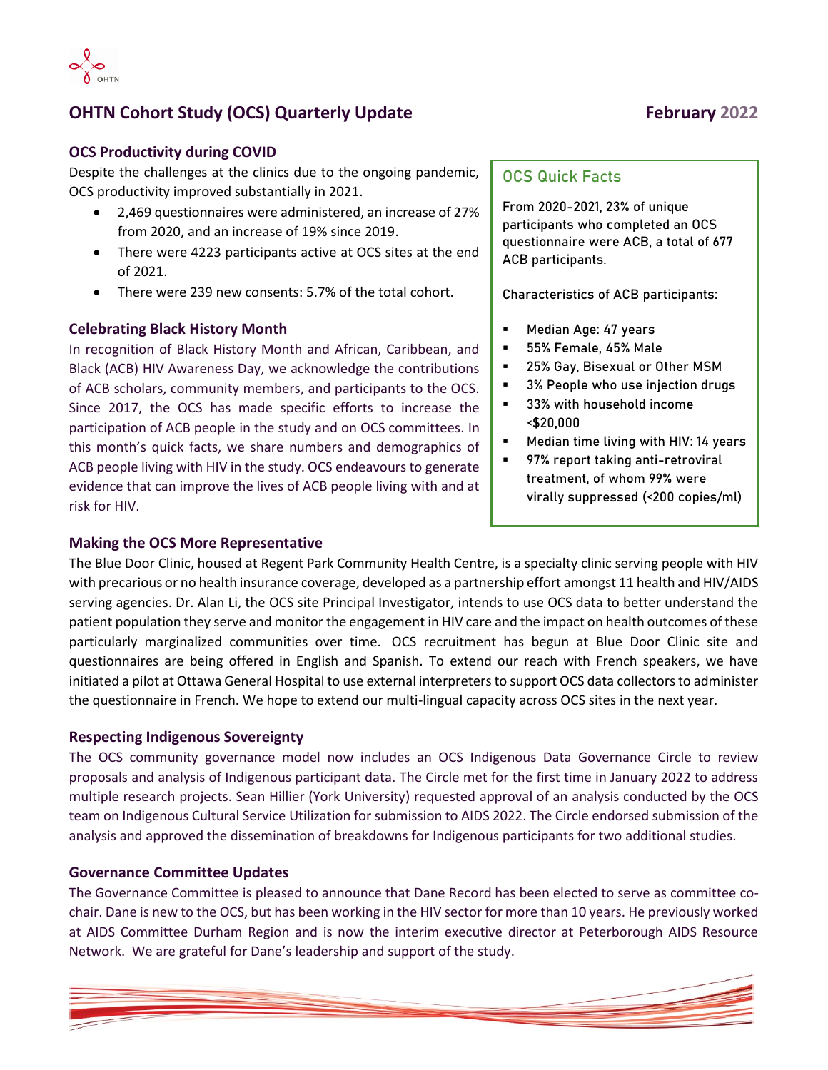# OHTN Cohort Study (OCS) Quarterly Update

**February 2022**

## OCS Productivity during COVID

Despite the challenges at the clinics due to the ongoing pandemic, OCS productivity improved substantially in 2021.

- 2,469 questionnaires were administered, an increase of 27% from 2020, and an increase of 19% since 2019.
- There were 4223 participants active at OCS sites at the end of 2021.
- There were 239 new consents: 5.7% of the total cohort.

## Celebrating Black History Month

In recognition of Black History Month and African, Caribbean, and Black (ACB) HIV Awareness Day, we acknowledge the contributions of ACB scholars, community members, and participants to the OCS. Since 2017, the OCS has made specific efforts to increase the participation of ACB people in the study and on OCS committees. In this month's quick facts, we share numbers and demographics of ACB people living with HIV in the study. OCS endeavours to generate evidence that can improve the lives of ACB people living with and at risk for HIV.

### OCS Quick Facts

From 2020-2021, 23% of unique participants who completed an OCS questionnaire were ACB, a total of 677 ACB participants.

Characteristics of ACB participants:

- Median Age: 47 years
- 55% Female, 45% Male
- 25% Gay, Bisexual or Other MSM
- 3% People who use injection drugs
- 33% with household income <$20,000
- Median time living with HIV: 14 years
- 97% report taking anti-retroviral treatment, of whom 99% were virally suppressed (<200 copies/ml)

## Making the OCS More Representative

The Blue Door Clinic, housed at Regent Park Community Health Centre, is a specialty clinic serving people with HIV with precarious or no health insurance coverage, developed as a partnership effort amongst 11 health and HIV/AIDS serving agencies. Dr. Alan Li, the OCS site Principal Investigator, intends to use OCS data to better understand the patient population they serve and monitor the engagement in HIV care and the impact on health outcomes of these particularly marginalized communities over time. OCS recruitment has begun at Blue Door Clinic site and questionnaires are being offered in English and Spanish. To extend our reach with French speakers, we have initiated a pilot at Ottawa General Hospital to use external interpreters to support OCS data collectors to administer the questionnaire in French. We hope to extend our multi-lingual capacity across OCS sites in the next year.

## Respecting Indigenous Sovereignty

The OCS community governance model now includes an OCS Indigenous Data Governance Circle to review proposals and analysis of Indigenous participant data. The Circle met for the first time in January 2022 to address multiple research projects. Sean Hillier (York University) requested approval of an analysis conducted by the OCS team on Indigenous Cultural Service Utilization for submission to AIDS 2022. The Circle endorsed submission of the analysis and approved the dissemination of breakdowns for Indigenous participants for two additional studies.

## Governance Committee Updates

The Governance Committee is pleased to announce that Dane Record has been elected to serve as committee co-chair. Dane is new to the OCS, but has been working in the HIV sector for more than 10 years. He previously worked at AIDS Committee Durham Region and is now the interim executive director at Peterborough AIDS Resource Network. We are grateful for Dane's leadership and support of the study.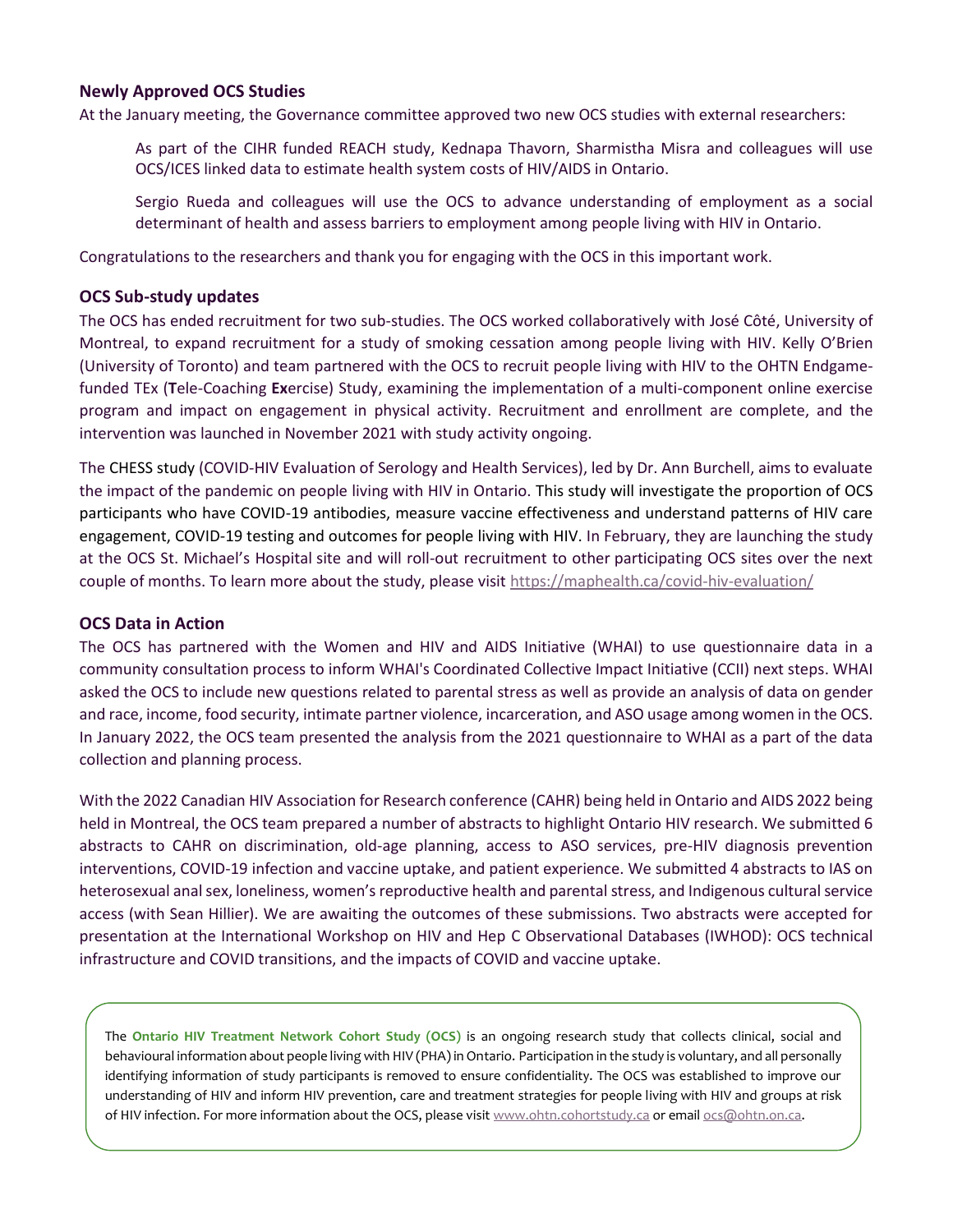## Newly Approved OCS Studies

At the January meeting, the Governance committee approved two new OCS studies with external researchers:

> As part of the CIHR funded REACH study, Kednapa Thavorn, Sharmistha Misra and colleagues will use OCS/ICES linked data to estimate health system costs of HIV/AIDS in Ontario.
>
> Sergio Rueda and colleagues will use the OCS to advance understanding of employment as a social determinant of health and assess barriers to employment among people living with HIV in Ontario.

Congratulations to the researchers and thank you for engaging with the OCS in this important work.

## OCS Sub-study updates

The OCS has ended recruitment for two sub-studies. The OCS worked collaboratively with José Côté, University of Montreal, to expand recruitment for a study of smoking cessation among people living with HIV. Kelly O'Brien (University of Toronto) and team partnered with the OCS to recruit people living with HIV to the OHTN Endgame-funded TEx (**T**ele-Coaching **Ex**ercise) Study, examining the implementation of a multi-component online exercise program and impact on engagement in physical activity. Recruitment and enrollment are complete, and the intervention was launched in November 2021 with study activity ongoing.

The CHESS study (COVID-HIV Evaluation of Serology and Health Services), led by Dr. Ann Burchell, aims to evaluate the impact of the pandemic on people living with HIV in Ontario. This study will investigate the proportion of OCS participants who have COVID-19 antibodies, measure vaccine effectiveness and understand patterns of HIV care engagement, COVID-19 testing and outcomes for people living with HIV. In February, they are launching the study at the OCS St. Michael's Hospital site and will roll-out recruitment to other participating OCS sites over the next couple of months. To learn more about the study, please visit https://maphealth.ca/covid-hiv-evaluation/

## OCS Data in Action

The OCS has partnered with the Women and HIV and AIDS Initiative (WHAI) to use questionnaire data in a community consultation process to inform WHAI's Coordinated Collective Impact Initiative (CCII) next steps. WHAI asked the OCS to include new questions related to parental stress as well as provide an analysis of data on gender and race, income, food security, intimate partner violence, incarceration, and ASO usage among women in the OCS. In January 2022, the OCS team presented the analysis from the 2021 questionnaire to WHAI as a part of the data collection and planning process.

With the 2022 Canadian HIV Association for Research conference (CAHR) being held in Ontario and AIDS 2022 being held in Montreal, the OCS team prepared a number of abstracts to highlight Ontario HIV research. We submitted 6 abstracts to CAHR on discrimination, old-age planning, access to ASO services, pre-HIV diagnosis prevention interventions, COVID-19 infection and vaccine uptake, and patient experience. We submitted 4 abstracts to IAS on heterosexual anal sex, loneliness, women's reproductive health and parental stress, and Indigenous cultural service access (with Sean Hillier). We are awaiting the outcomes of these submissions. Two abstracts were accepted for presentation at the International Workshop on HIV and Hep C Observational Databases (IWHOD): OCS technical infrastructure and COVID transitions, and the impacts of COVID and vaccine uptake.

---

The **Ontario HIV Treatment Network Cohort Study (OCS)** is an ongoing research study that collects clinical, social and behavioural information about people living with HIV (PHA) in Ontario. Participation in the study is voluntary, and all personally identifying information of study participants is removed to ensure confidentiality. The OCS was established to improve our understanding of HIV and inform HIV prevention, care and treatment strategies for people living with HIV and groups at risk of HIV infection. For more information about the OCS, please visit www.ohtn.cohortstudy.ca or email ocs@ohtn.on.ca.